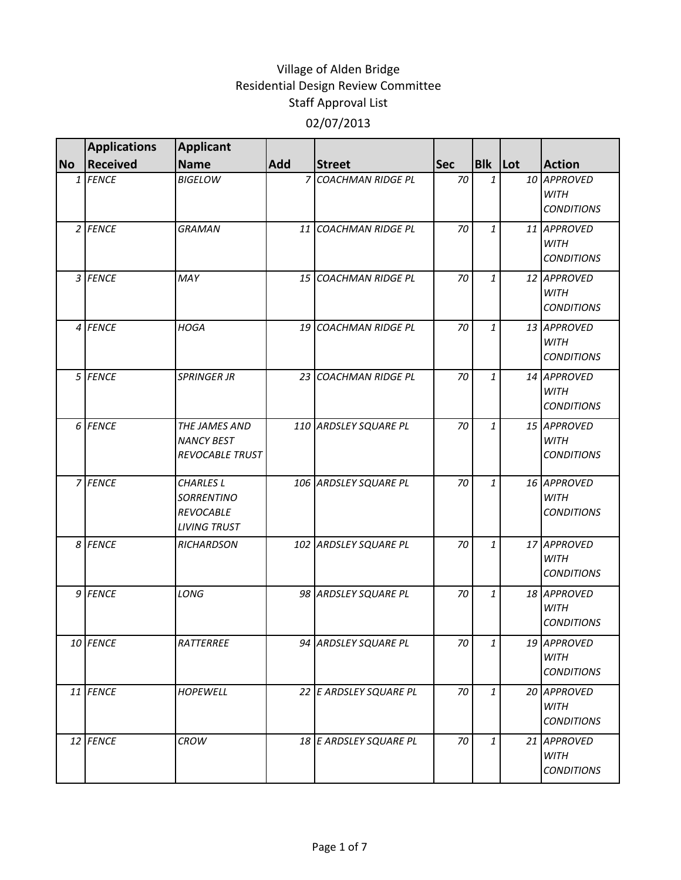# Village of Alden Bridge
## Residential Design Review Committee
## Staff Approval List
## 02/07/2013

| No | Applications Received | Applicant Name | Add | Street | Sec | Blk | Lot | Action |
|---|---|---|---|---|---|---|---|---|
| 1 | *FENCE* | *BIGELOW* | 7 | *COACHMAN RIDGE PL* | 70 | 1 | 10 | *APPROVED WITH CONDITIONS* |
| 2 | *FENCE* | *GRAMAN* | 11 | *COACHMAN RIDGE PL* | 70 | 1 | 11 | *APPROVED WITH CONDITIONS* |
| 3 | *FENCE* | *MAY* | 15 | *COACHMAN RIDGE PL* | 70 | 1 | 12 | *APPROVED WITH CONDITIONS* |
| 4 | *FENCE* | *HOGA* | 19 | *COACHMAN RIDGE PL* | 70 | 1 | 13 | *APPROVED WITH CONDITIONS* |
| 5 | *FENCE* | *SPRINGER JR* | 23 | *COACHMAN RIDGE PL* | 70 | 1 | 14 | *APPROVED WITH CONDITIONS* |
| 6 | *FENCE* | *THE JAMES AND NANCY BEST REVOCABLE TRUST* | 110 | *ARDSLEY SQUARE PL* | 70 | 1 | 15 | *APPROVED WITH CONDITIONS* |
| 7 | *FENCE* | *CHARLES L SORRENTINO REVOCABLE LIVING TRUST* | 106 | *ARDSLEY SQUARE PL* | 70 | 1 | 16 | *APPROVED WITH CONDITIONS* |
| 8 | *FENCE* | *RICHARDSON* | 102 | *ARDSLEY SQUARE PL* | 70 | 1 | 17 | *APPROVED WITH CONDITIONS* |
| 9 | *FENCE* | *LONG* | 98 | *ARDSLEY SQUARE PL* | 70 | 1 | 18 | *APPROVED WITH CONDITIONS* |
| 10 | *FENCE* | *RATTERREE* | 94 | *ARDSLEY SQUARE PL* | 70 | 1 | 19 | *APPROVED WITH CONDITIONS* |
| 11 | *FENCE* | *HOPEWELL* | 22 | *E ARDSLEY SQUARE PL* | 70 | 1 | 20 | *APPROVED WITH CONDITIONS* |
| 12 | *FENCE* | *CROW* | 18 | *E ARDSLEY SQUARE PL* | 70 | 1 | 21 | *APPROVED WITH CONDITIONS* |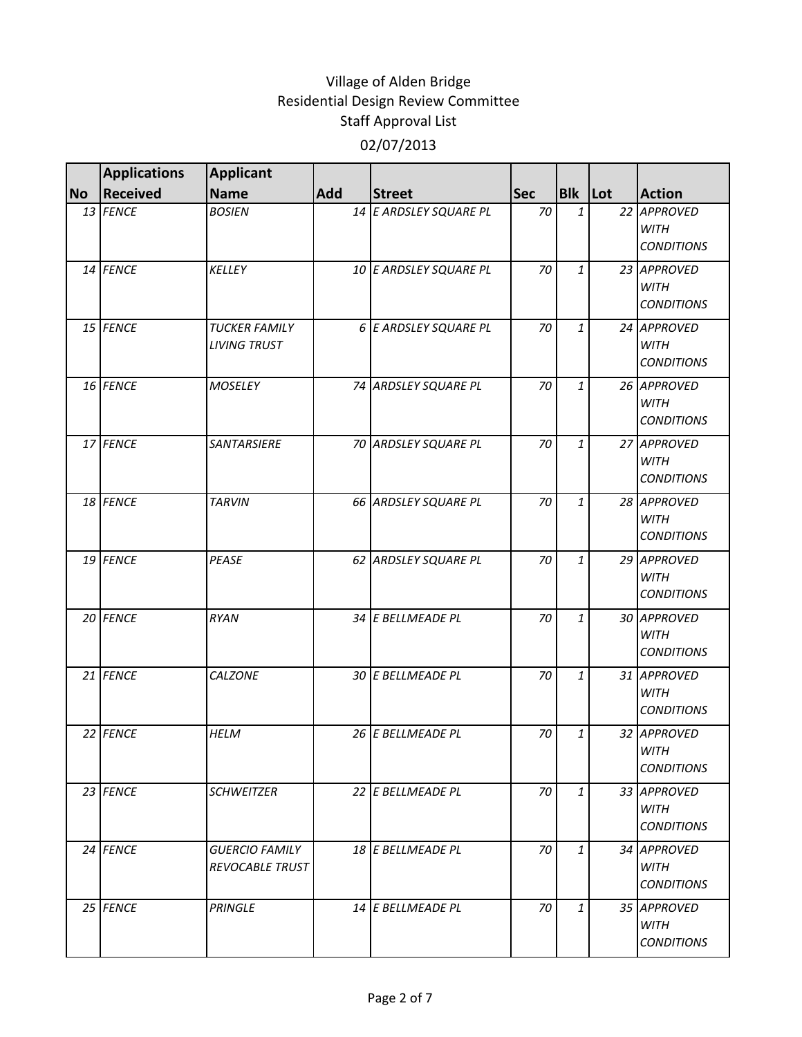Village of Alden Bridge
Residential Design Review Committee
Staff Approval List
02/07/2013

| No | Applications Received | Applicant Name | Add | Street | Sec | Blk | Lot | Action |
|---|---|---|---|---|---|---|---|---|
| 13 | *FENCE* | *BOSIEN* | 14 | *E ARDSLEY SQUARE PL* | 70 | 1 | 22 | *APPROVED WITH CONDITIONS* |
| 14 | *FENCE* | *KELLEY* | 10 | *E ARDSLEY SQUARE PL* | 70 | 1 | 23 | *APPROVED WITH CONDITIONS* |
| 15 | *FENCE* | *TUCKER FAMILY LIVING TRUST* | 6 | *E ARDSLEY SQUARE PL* | 70 | 1 | 24 | *APPROVED WITH CONDITIONS* |
| 16 | *FENCE* | *MOSELEY* | 74 | *ARDSLEY SQUARE PL* | 70 | 1 | 26 | *APPROVED WITH CONDITIONS* |
| 17 | *FENCE* | *SANTARSIERE* | 70 | *ARDSLEY SQUARE PL* | 70 | 1 | 27 | *APPROVED WITH CONDITIONS* |
| 18 | *FENCE* | *TARVIN* | 66 | *ARDSLEY SQUARE PL* | 70 | 1 | 28 | *APPROVED WITH CONDITIONS* |
| 19 | *FENCE* | *PEASE* | 62 | *ARDSLEY SQUARE PL* | 70 | 1 | 29 | *APPROVED WITH CONDITIONS* |
| 20 | *FENCE* | *RYAN* | 34 | *E BELLMEADE PL* | 70 | 1 | 30 | *APPROVED WITH CONDITIONS* |
| 21 | *FENCE* | *CALZONE* | 30 | *E BELLMEADE PL* | 70 | 1 | 31 | *APPROVED WITH CONDITIONS* |
| 22 | *FENCE* | *HELM* | 26 | *E BELLMEADE PL* | 70 | 1 | 32 | *APPROVED WITH CONDITIONS* |
| 23 | *FENCE* | *SCHWEITZER* | 22 | *E BELLMEADE PL* | 70 | 1 | 33 | *APPROVED WITH CONDITIONS* |
| 24 | *FENCE* | *GUERCIO FAMILY REVOCABLE TRUST* | 18 | *E BELLMEADE PL* | 70 | 1 | 34 | *APPROVED WITH CONDITIONS* |
| 25 | *FENCE* | *PRINGLE* | 14 | *E BELLMEADE PL* | 70 | 1 | 35 | *APPROVED WITH CONDITIONS* |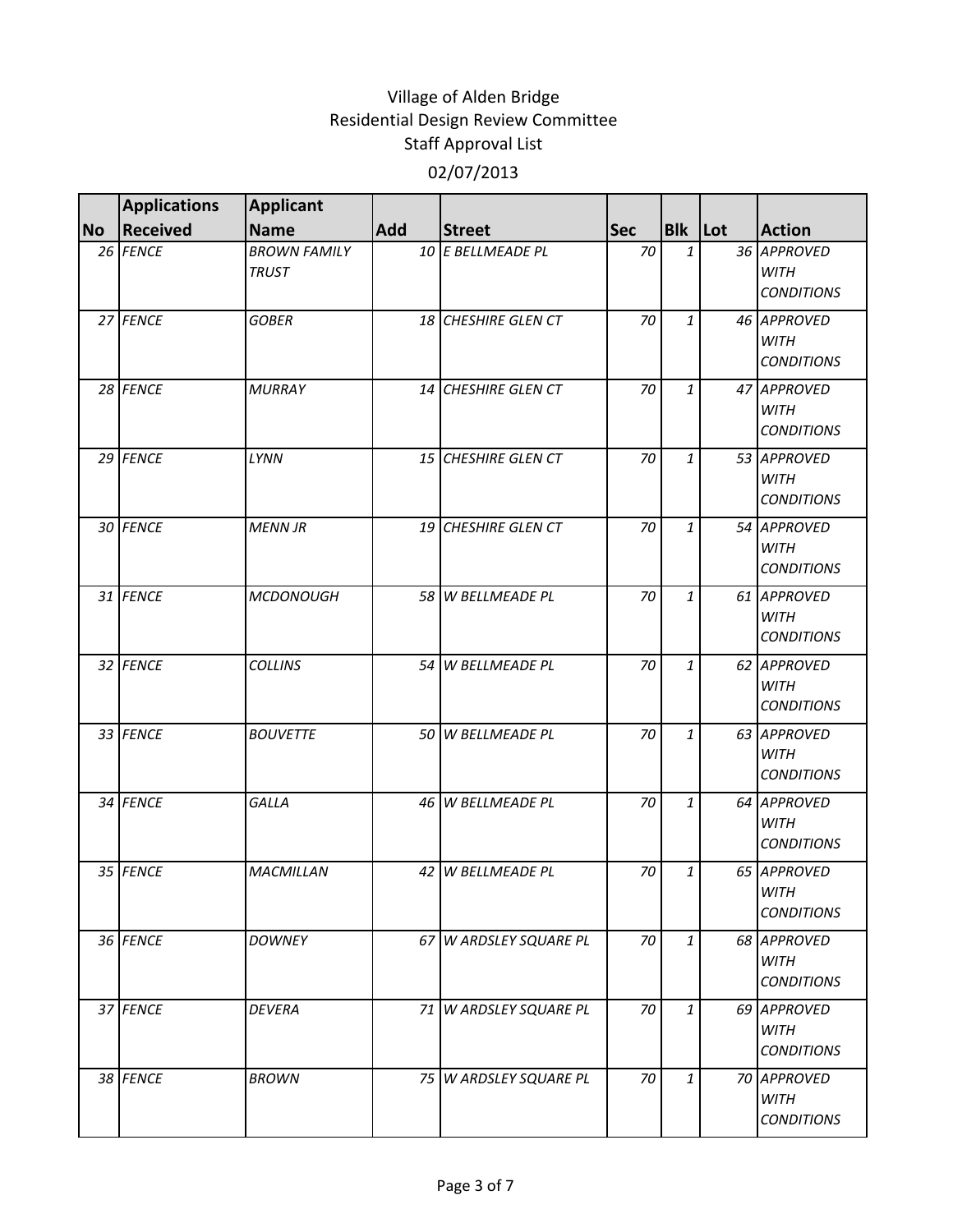# Village of Alden Bridge
## Residential Design Review Committee
### Staff Approval List
### 02/07/2013

| No | Applications Received | Applicant Name | Add | Street | Sec | Blk | Lot | Action |
|---|---|---|---|---|---|---|---|---|
| 26 | *FENCE* | *BROWN FAMILY TRUST* | 10 | *E BELLMEADE PL* | 70 | 1 | 36 | *APPROVED WITH CONDITIONS* |
| 27 | *FENCE* | *GOBER* | 18 | *CHESHIRE GLEN CT* | 70 | 1 | 46 | *APPROVED WITH CONDITIONS* |
| 28 | *FENCE* | *MURRAY* | 14 | *CHESHIRE GLEN CT* | 70 | 1 | 47 | *APPROVED WITH CONDITIONS* |
| 29 | *FENCE* | *LYNN* | 15 | *CHESHIRE GLEN CT* | 70 | 1 | 53 | *APPROVED WITH CONDITIONS* |
| 30 | *FENCE* | *MENN JR* | 19 | *CHESHIRE GLEN CT* | 70 | 1 | 54 | *APPROVED WITH CONDITIONS* |
| 31 | *FENCE* | *MCDONOUGH* | 58 | *W BELLMEADE PL* | 70 | 1 | 61 | *APPROVED WITH CONDITIONS* |
| 32 | *FENCE* | *COLLINS* | 54 | *W BELLMEADE PL* | 70 | 1 | 62 | *APPROVED WITH CONDITIONS* |
| 33 | *FENCE* | *BOUVETTE* | 50 | *W BELLMEADE PL* | 70 | 1 | 63 | *APPROVED WITH CONDITIONS* |
| 34 | *FENCE* | *GALLA* | 46 | *W BELLMEADE PL* | 70 | 1 | 64 | *APPROVED WITH CONDITIONS* |
| 35 | *FENCE* | *MACMILLAN* | 42 | *W BELLMEADE PL* | 70 | 1 | 65 | *APPROVED WITH CONDITIONS* |
| 36 | *FENCE* | *DOWNEY* | 67 | *W ARDSLEY SQUARE PL* | 70 | 1 | 68 | *APPROVED WITH CONDITIONS* |
| 37 | *FENCE* | *DEVERA* | 71 | *W ARDSLEY SQUARE PL* | 70 | 1 | 69 | *APPROVED WITH CONDITIONS* |
| 38 | *FENCE* | *BROWN* | 75 | *W ARDSLEY SQUARE PL* | 70 | 1 | 70 | *APPROVED WITH CONDITIONS* |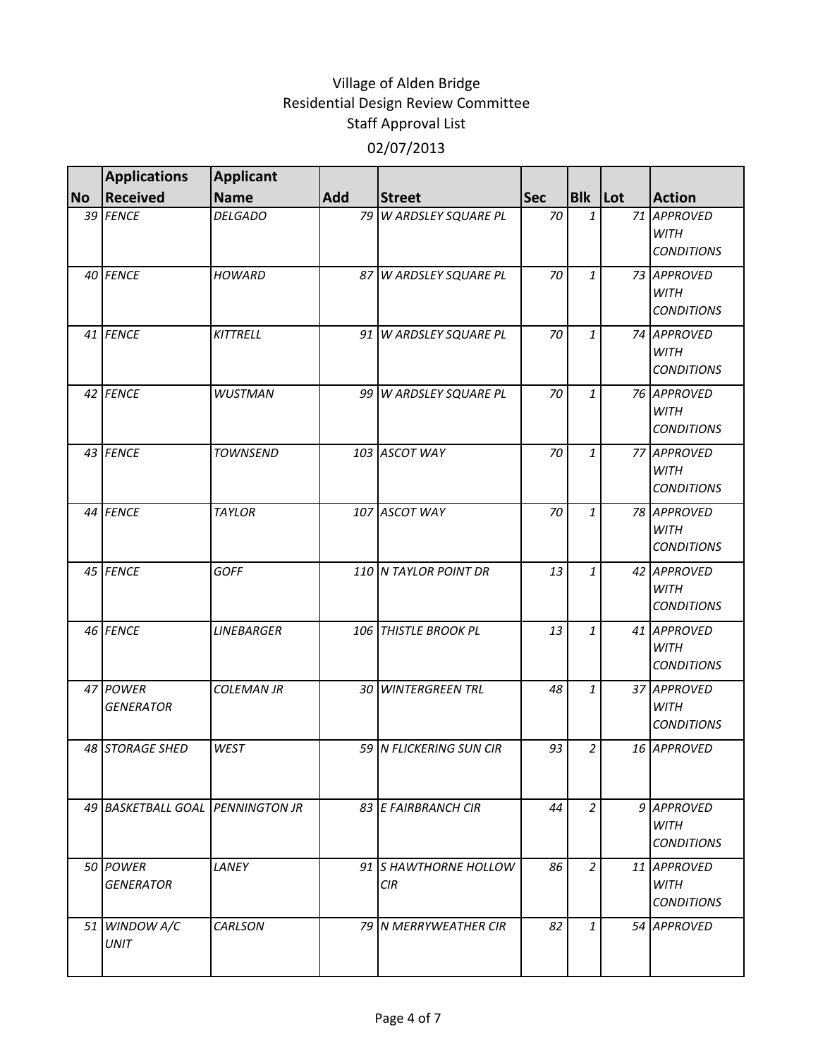# Village of Alden Bridge
## Residential Design Review Committee
## Staff Approval List
## 02/07/2013

| No | Applications Received | Applicant Name | Add | Street | Sec | Blk | Lot | Action |
|---|---|---|---|---|---|---|---|---|
| 39 | FENCE | DELGADO | 79 | W ARDSLEY SQUARE PL | 70 | 1 | 71 | APPROVED WITH CONDITIONS |
| 40 | FENCE | HOWARD | 87 | W ARDSLEY SQUARE PL | 70 | 1 | 73 | APPROVED WITH CONDITIONS |
| 41 | FENCE | KITTRELL | 91 | W ARDSLEY SQUARE PL | 70 | 1 | 74 | APPROVED WITH CONDITIONS |
| 42 | FENCE | WUSTMAN | 99 | W ARDSLEY SQUARE PL | 70 | 1 | 76 | APPROVED WITH CONDITIONS |
| 43 | FENCE | TOWNSEND | 103 | ASCOT WAY | 70 | 1 | 77 | APPROVED WITH CONDITIONS |
| 44 | FENCE | TAYLOR | 107 | ASCOT WAY | 70 | 1 | 78 | APPROVED WITH CONDITIONS |
| 45 | FENCE | GOFF | 110 | N TAYLOR POINT DR | 13 | 1 | 42 | APPROVED WITH CONDITIONS |
| 46 | FENCE | LINEBARGER | 106 | THISTLE BROOK PL | 13 | 1 | 41 | APPROVED WITH CONDITIONS |
| 47 | POWER GENERATOR | COLEMAN JR | 30 | WINTERGREEN TRL | 48 | 1 | 37 | APPROVED WITH CONDITIONS |
| 48 | STORAGE SHED | WEST | 59 | N FLICKERING SUN CIR | 93 | 2 | 16 | APPROVED |
| 49 | BASKETBALL GOAL | PENNINGTON JR | 83 | E FAIRBRANCH CIR | 44 | 2 | 9 | APPROVED WITH CONDITIONS |
| 50 | POWER GENERATOR | LANEY | 91 | S HAWTHORNE HOLLOW CIR | 86 | 2 | 11 | APPROVED WITH CONDITIONS |
| 51 | WINDOW A/C UNIT | CARLSON | 79 | N MERRYWEATHER CIR | 82 | 1 | 54 | APPROVED |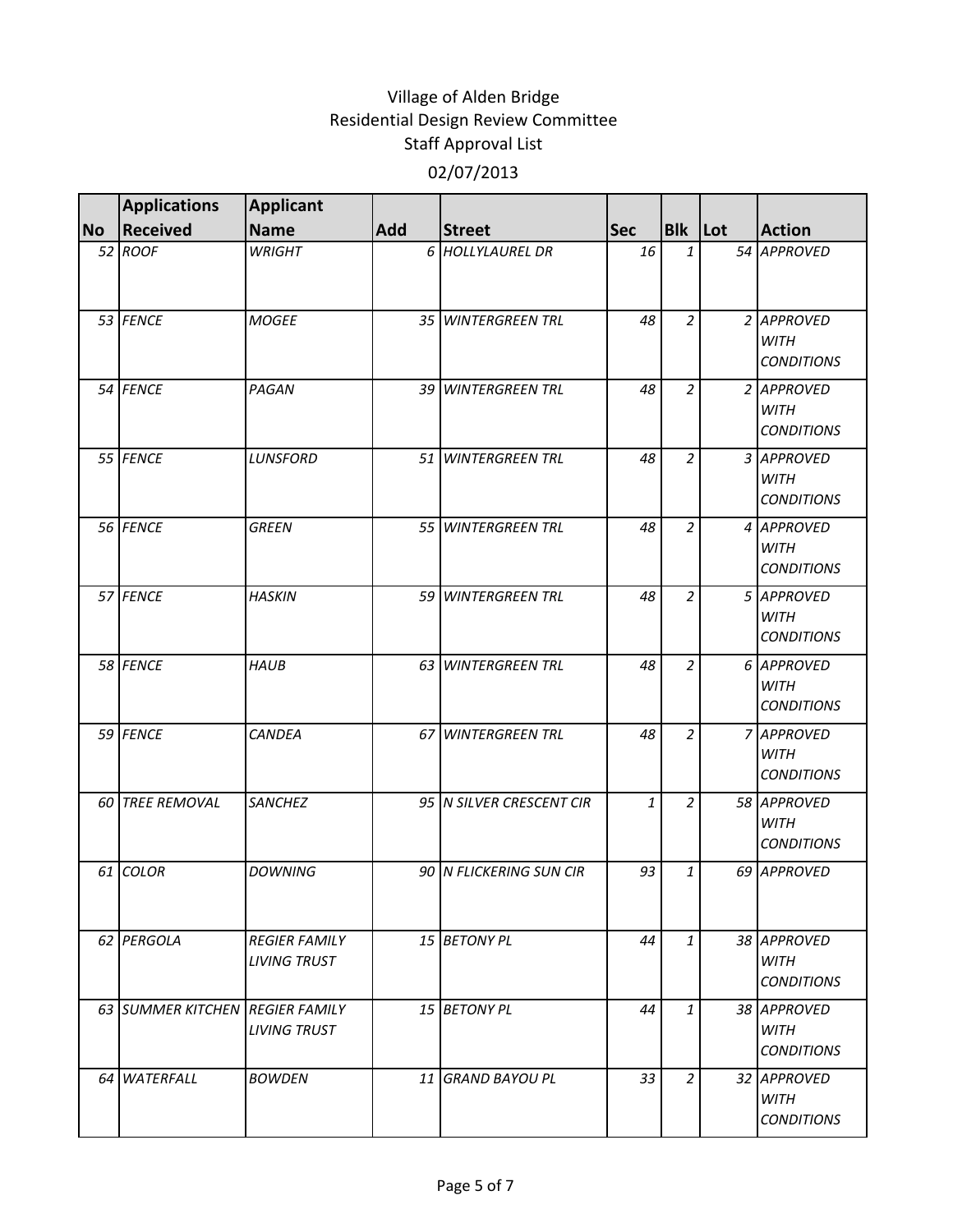Village of Alden Bridge
Residential Design Review Committee
Staff Approval List

02/07/2013

| No | Applications Received | Applicant Name | Add | Street | Sec | Blk | Lot | Action |
|---|---|---|---|---|---|---|---|---|
| 52 | *ROOF* | *WRIGHT* | 6 | *HOLLYLAUREL DR* | 16 | 1 | 54 | *APPROVED* |
| 53 | *FENCE* | *MOGEE* | 35 | *WINTERGREEN TRL* | 48 | 2 | 2 | *APPROVED WITH CONDITIONS* |
| 54 | *FENCE* | *PAGAN* | 39 | *WINTERGREEN TRL* | 48 | 2 | 2 | *APPROVED WITH CONDITIONS* |
| 55 | *FENCE* | *LUNSFORD* | 51 | *WINTERGREEN TRL* | 48 | 2 | 3 | *APPROVED WITH CONDITIONS* |
| 56 | *FENCE* | *GREEN* | 55 | *WINTERGREEN TRL* | 48 | 2 | 4 | *APPROVED WITH CONDITIONS* |
| 57 | *FENCE* | *HASKIN* | 59 | *WINTERGREEN TRL* | 48 | 2 | 5 | *APPROVED WITH CONDITIONS* |
| 58 | *FENCE* | *HAUB* | 63 | *WINTERGREEN TRL* | 48 | 2 | 6 | *APPROVED WITH CONDITIONS* |
| 59 | *FENCE* | *CANDEA* | 67 | *WINTERGREEN TRL* | 48 | 2 | 7 | *APPROVED WITH CONDITIONS* |
| 60 | *TREE REMOVAL* | *SANCHEZ* | 95 | *N SILVER CRESCENT CIR* | 1 | 2 | 58 | *APPROVED WITH CONDITIONS* |
| 61 | *COLOR* | *DOWNING* | 90 | *N FLICKERING SUN CIR* | 93 | 1 | 69 | *APPROVED* |
| 62 | *PERGOLA* | *REGIER FAMILY LIVING TRUST* | 15 | *BETONY PL* | 44 | 1 | 38 | *APPROVED WITH CONDITIONS* |
| 63 | *SUMMER KITCHEN* | *REGIER FAMILY LIVING TRUST* | 15 | *BETONY PL* | 44 | 1 | 38 | *APPROVED WITH CONDITIONS* |
| 64 | *WATERFALL* | *BOWDEN* | 11 | *GRAND BAYOU PL* | 33 | 2 | 32 | *APPROVED WITH CONDITIONS* |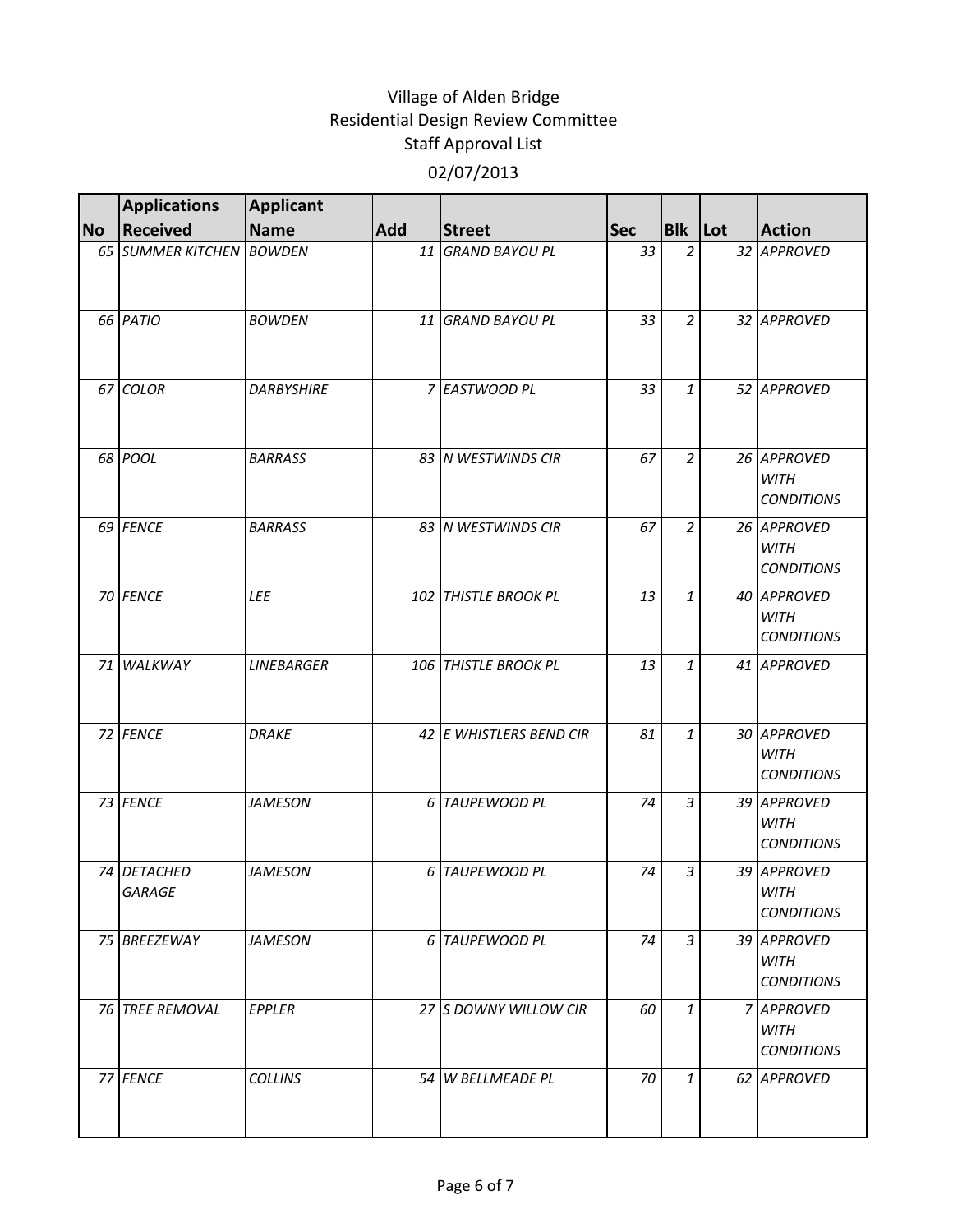# Village of Alden Bridge
## Residential Design Review Committee
### Staff Approval List
### 02/07/2013

| No | Applications Received | Applicant Name | Add | Street | Sec | Blk | Lot | Action |
|---|---|---|---|---|---|---|---|---|
| 65 | *SUMMER KITCHEN* | *BOWDEN* | 11 | *GRAND BAYOU PL* | 33 | 2 | 32 | *APPROVED* |
| 66 | *PATIO* | *BOWDEN* | 11 | *GRAND BAYOU PL* | 33 | 2 | 32 | *APPROVED* |
| 67 | *COLOR* | *DARBYSHIRE* | 7 | *EASTWOOD PL* | 33 | 1 | 52 | *APPROVED* |
| 68 | *POOL* | *BARRASS* | 83 | *N WESTWINDS CIR* | 67 | 2 | 26 | *APPROVED WITH CONDITIONS* |
| 69 | *FENCE* | *BARRASS* | 83 | *N WESTWINDS CIR* | 67 | 2 | 26 | *APPROVED WITH CONDITIONS* |
| 70 | *FENCE* | *LEE* | 102 | *THISTLE BROOK PL* | 13 | 1 | 40 | *APPROVED WITH CONDITIONS* |
| 71 | *WALKWAY* | *LINEBARGER* | 106 | *THISTLE BROOK PL* | 13 | 1 | 41 | *APPROVED* |
| 72 | *FENCE* | *DRAKE* | 42 | *E WHISTLERS BEND CIR* | 81 | 1 | 30 | *APPROVED WITH CONDITIONS* |
| 73 | *FENCE* | *JAMESON* | 6 | *TAUPEWOOD PL* | 74 | 3 | 39 | *APPROVED WITH CONDITIONS* |
| 74 | *DETACHED GARAGE* | *JAMESON* | 6 | *TAUPEWOOD PL* | 74 | 3 | 39 | *APPROVED WITH CONDITIONS* |
| 75 | *BREEZEWAY* | *JAMESON* | 6 | *TAUPEWOOD PL* | 74 | 3 | 39 | *APPROVED WITH CONDITIONS* |
| 76 | *TREE REMOVAL* | *EPPLER* | 27 | *S DOWNY WILLOW CIR* | 60 | 1 | 7 | *APPROVED WITH CONDITIONS* |
| 77 | *FENCE* | *COLLINS* | 54 | *W BELLMEADE PL* | 70 | 1 | 62 | *APPROVED* |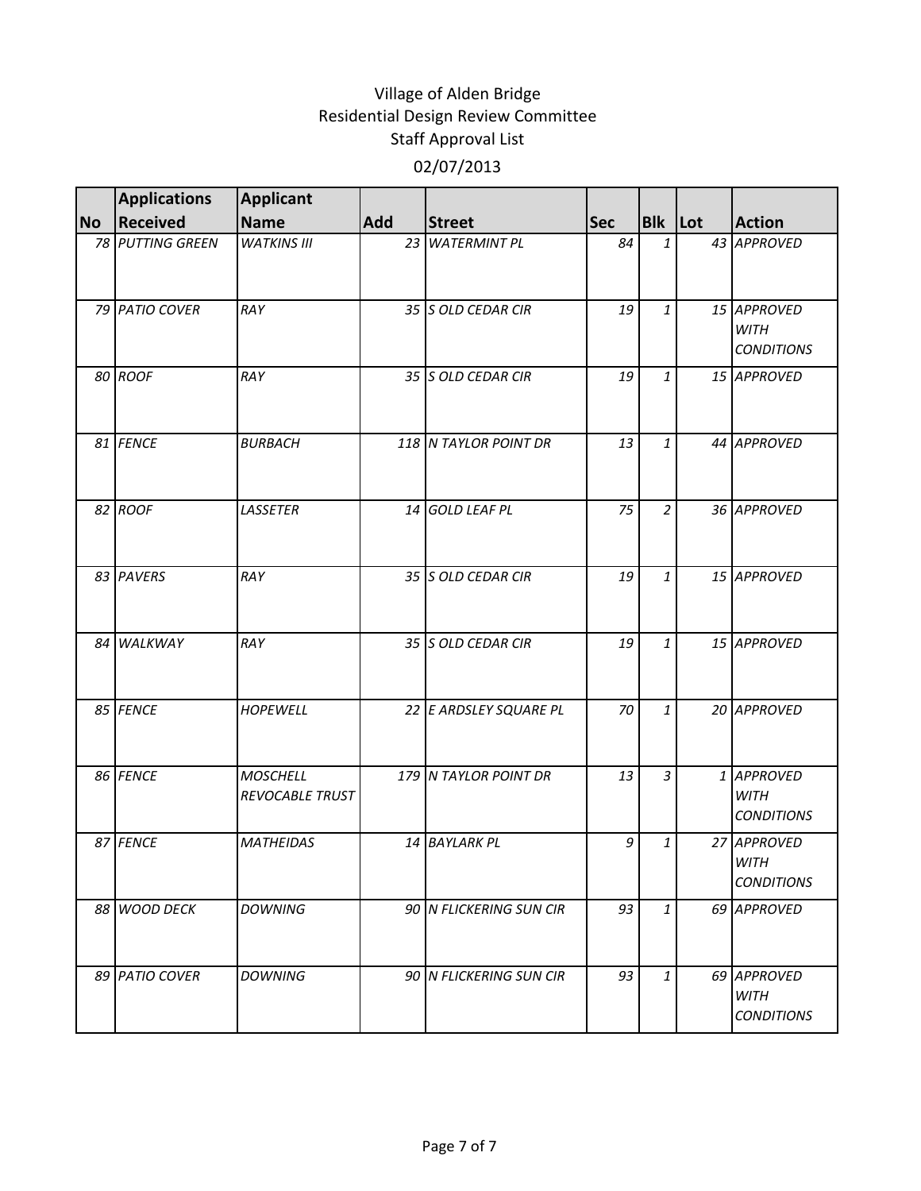Village of Alden Bridge
Residential Design Review Committee
Staff Approval List
02/07/2013

| No | Applications Received | Applicant Name | Add | Street | Sec | Blk | Lot | Action |
|---|---|---|---|---|---|---|---|---|
| 78 | PUTTING GREEN | WATKINS III | 23 | WATERMINT PL | 84 | 1 | 43 | APPROVED |
| 79 | PATIO COVER | RAY | 35 | S OLD CEDAR CIR | 19 | 1 | 15 | APPROVED WITH CONDITIONS |
| 80 | ROOF | RAY | 35 | S OLD CEDAR CIR | 19 | 1 | 15 | APPROVED |
| 81 | FENCE | BURBACH | 118 | N TAYLOR POINT DR | 13 | 1 | 44 | APPROVED |
| 82 | ROOF | LASSETER | 14 | GOLD LEAF PL | 75 | 2 | 36 | APPROVED |
| 83 | PAVERS | RAY | 35 | S OLD CEDAR CIR | 19 | 1 | 15 | APPROVED |
| 84 | WALKWAY | RAY | 35 | S OLD CEDAR CIR | 19 | 1 | 15 | APPROVED |
| 85 | FENCE | HOPEWELL | 22 | E ARDSLEY SQUARE PL | 70 | 1 | 20 | APPROVED |
| 86 | FENCE | MOSCHELL REVOCABLE TRUST | 179 | N TAYLOR POINT DR | 13 | 3 | 1 | APPROVED WITH CONDITIONS |
| 87 | FENCE | MATHEIDAS | 14 | BAYLARK PL | 9 | 1 | 27 | APPROVED WITH CONDITIONS |
| 88 | WOOD DECK | DOWNING | 90 | N FLICKERING SUN CIR | 93 | 1 | 69 | APPROVED |
| 89 | PATIO COVER | DOWNING | 90 | N FLICKERING SUN CIR | 93 | 1 | 69 | APPROVED WITH CONDITIONS |